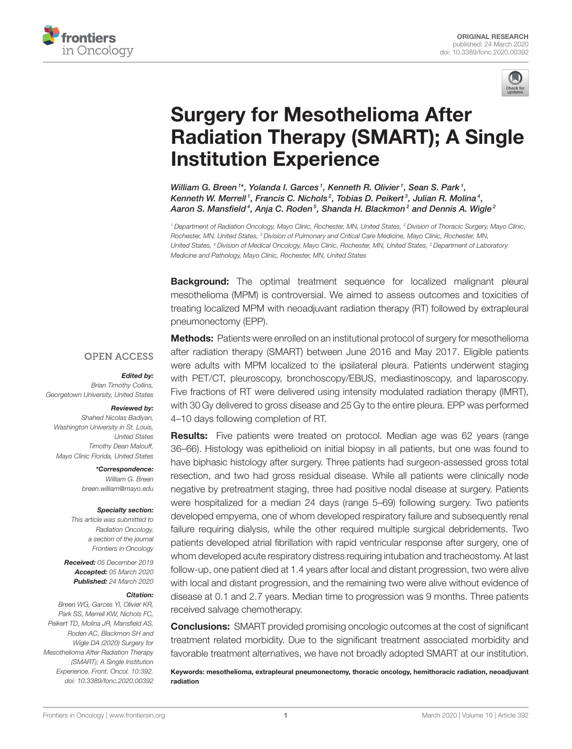ORIGINAL RESEARCH
published: 24 March 2020
doi: 10.3389/fonc.2020.00392

# Surgery for Mesothelioma After Radiation Therapy (SMART); A Single Institution Experience

William G. Breen[1*], Yolanda I. Garces[1], Kenneth R. Olivier[1], Sean S. Park[1], Kenneth W. Merrell[1], Francis C. Nichols[2], Tobias D. Peikert[3], Julian R. Molina[4], Aaron S. Mansfield[4], Anja C. Roden[5], Shanda H. Blackmon[2] and Dennis A. Wigle[2]

[1] Department of Radiation Oncology, Mayo Clinic, Rochester, MN, United States, [2] Division of Thoracic Surgery, Mayo Clinic, Rochester, MN, United States, [3] Division of Pulmonary and Critical Care Medicine, Mayo Clinic, Rochester, MN, United States, [4] Division of Medical Oncology, Mayo Clinic, Rochester, MN, United States, [5] Department of Laboratory Medicine and Pathology, Mayo Clinic, Rochester, MN, United States

**Background:** The optimal treatment sequence for localized malignant pleural mesothelioma (MPM) is controversial. We aimed to assess outcomes and toxicities of treating localized MPM with neoadjuvant radiation therapy (RT) followed by extrapleural pneumonectomy (EPP).

**Methods:** Patients were enrolled on an institutional protocol of surgery for mesothelioma after radiation therapy (SMART) between June 2016 and May 2017. Eligible patients were adults with MPM localized to the ipsilateral pleura. Patients underwent staging with PET/CT, pleuroscopy, bronchoscopy/EBUS, mediastinoscopy, and laparoscopy. Five fractions of RT were delivered using intensity modulated radiation therapy (IMRT), with 30 Gy delivered to gross disease and 25 Gy to the entire pleura. EPP was performed 4–10 days following completion of RT.

**Results:** Five patients were treated on protocol. Median age was 62 years (range 36–66). Histology was epithelioid on initial biopsy in all patients, but one was found to have biphasic histology after surgery. Three patients had surgeon-assessed gross total resection, and two had gross residual disease. While all patients were clinically node negative by pretreatment staging, three had positive nodal disease at surgery. Patients were hospitalized for a median 24 days (range 5–69) following surgery. Two patients developed empyema, one of whom developed respiratory failure and subsequently renal failure requiring dialysis, while the other required multiple surgical debridements. Two patients developed atrial fibrillation with rapid ventricular response after surgery, one of whom developed acute respiratory distress requiring intubation and tracheostomy. At last follow-up, one patient died at 1.4 years after local and distant progression, two were alive with local and distant progression, and the remaining two were alive without evidence of disease at 0.1 and 2.7 years. Median time to progression was 9 months. Three patients received salvage chemotherapy.

**Conclusions:** SMART provided promising oncologic outcomes at the cost of significant treatment related morbidity. Due to the significant treatment associated morbidity and favorable treatment alternatives, we have not broadly adopted SMART at our institution.

**Keywords: mesothelioma, extrapleural pneumonectomy, thoracic oncology, hemithoracic radiation, neoadjuvant radiation**

OPEN ACCESS

***Edited by:***
*Brian Timothy Collins,*
*Georgetown University, United States*

***Reviewed by:***
*Shahed Nicolas Badiyan,*
*Washington University in St. Louis, United States*
*Timothy Dean Malouff,*
*Mayo Clinic Florida, United States*

***\*Correspondence:***
*William G. Breen*
*breen.william@mayo.edu*

***Specialty section:***
*This article was submitted to Radiation Oncology, a section of the journal Frontiers in Oncology*

***Received:*** *05 December 2019*
***Accepted:*** *05 March 2020*
***Published:*** *24 March 2020*

***Citation:***
*Breen WG, Garces YI, Olivier KR, Park SS, Merrell KW, Nichols FC, Peikert TD, Molina JR, Mansfield AS, Roden AC, Blackmon SH and Wigle DA (2020) Surgery for Mesothelioma After Radiation Therapy (SMART); A Single Institution Experience. Front. Oncol. 10:392. doi: 10.3389/fonc.2020.00392*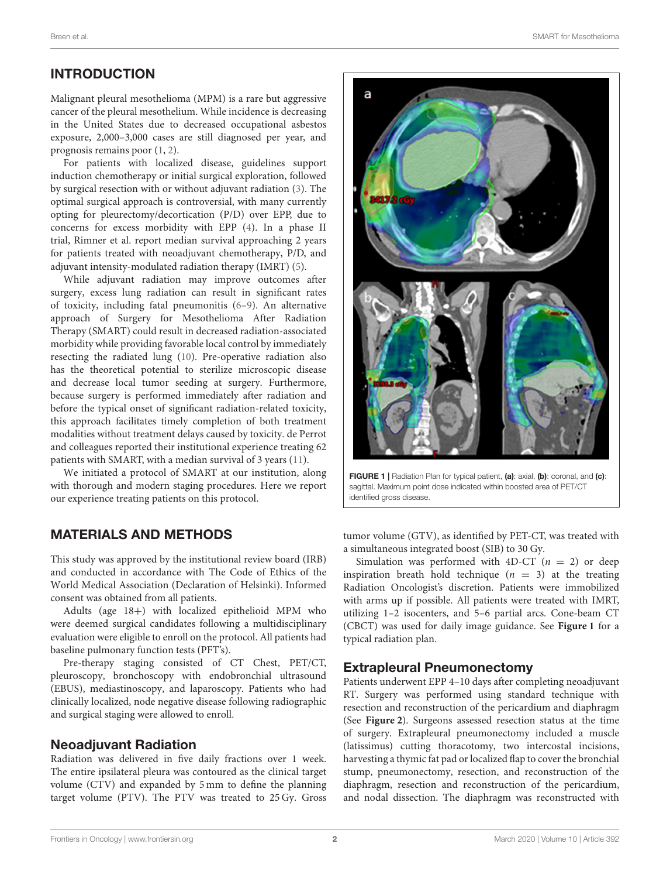## INTRODUCTION

Malignant pleural mesothelioma (MPM) is a rare but aggressive cancer of the pleural mesothelium. While incidence is decreasing in the United States due to decreased occupational asbestos exposure, 2,000–3,000 cases are still diagnosed per year, and prognosis remains poor (1, 2).

For patients with localized disease, guidelines support induction chemotherapy or initial surgical exploration, followed by surgical resection with or without adjuvant radiation (3). The optimal surgical approach is controversial, with many currently opting for pleurectomy/decortication (P/D) over EPP, due to concerns for excess morbidity with EPP (4). In a phase II trial, Rimner et al. report median survival approaching 2 years for patients treated with neoadjuvant chemotherapy, P/D, and adjuvant intensity-modulated radiation therapy (IMRT) (5).

While adjuvant radiation may improve outcomes after surgery, excess lung radiation can result in significant rates of toxicity, including fatal pneumonitis (6–9). An alternative approach of Surgery for Mesothelioma After Radiation Therapy (SMART) could result in decreased radiation-associated morbidity while providing favorable local control by immediately resecting the radiated lung (10). Pre-operative radiation also has the theoretical potential to sterilize microscopic disease and decrease local tumor seeding at surgery. Furthermore, because surgery is performed immediately after radiation and before the typical onset of significant radiation-related toxicity, this approach facilitates timely completion of both treatment modalities without treatment delays caused by toxicity. de Perrot and colleagues reported their institutional experience treating 62 patients with SMART, with a median survival of 3 years (11).

We initiated a protocol of SMART at our institution, along with thorough and modern staging procedures. Here we report our experience treating patients on this protocol.

## MATERIALS AND METHODS

This study was approved by the institutional review board (IRB) and conducted in accordance with The Code of Ethics of the World Medical Association (Declaration of Helsinki). Informed consent was obtained from all patients.

Adults (age 18+) with localized epithelioid MPM who were deemed surgical candidates following a multidisciplinary evaluation were eligible to enroll on the protocol. All patients had baseline pulmonary function tests (PFT's).

Pre-therapy staging consisted of CT Chest, PET/CT, pleuroscopy, bronchoscopy with endobronchial ultrasound (EBUS), mediastinoscopy, and laparoscopy. Patients who had clinically localized, node negative disease following radiographic and surgical staging were allowed to enroll.

### Neoadjuvant Radiation

Radiation was delivered in five daily fractions over 1 week. The entire ipsilateral pleura was contoured as the clinical target volume (CTV) and expanded by 5 mm to define the planning target volume (PTV). The PTV was treated to 25 Gy. Gross tumor volume (GTV), as identified by PET-CT, was treated with a simultaneous integrated boost (SIB) to 30 Gy.

FIGURE 1 | Radiation Plan for typical patient, **(a)**: axial, **(b)**: coronal, and **(c)**: sagittal. Maximum point dose indicated within boosted area of PET/CT identified gross disease.

Simulation was performed with 4D-CT ($n = 2$) or deep inspiration breath hold technique ($n = 3$) at the treating Radiation Oncologist's discretion. Patients were immobilized with arms up if possible. All patients were treated with IMRT, utilizing 1–2 isocenters, and 5–6 partial arcs. Cone-beam CT (CBCT) was used for daily image guidance. See **Figure 1** for a typical radiation plan.

### Extrapleural Pneumonectomy

Patients underwent EPP 4–10 days after completing neoadjuvant RT. Surgery was performed using standard technique with resection and reconstruction of the pericardium and diaphragm (See **Figure 2**). Surgeons assessed resection status at the time of surgery. Extrapleural pneumonectomy included a muscle (latissimus) cutting thoracotomy, two intercostal incisions, harvesting a thymic fat pad or localized flap to cover the bronchial stump, pneumonectomy, resection, and reconstruction of the diaphragm, resection and reconstruction of the pericardium, and nodal dissection. The diaphragm was reconstructed with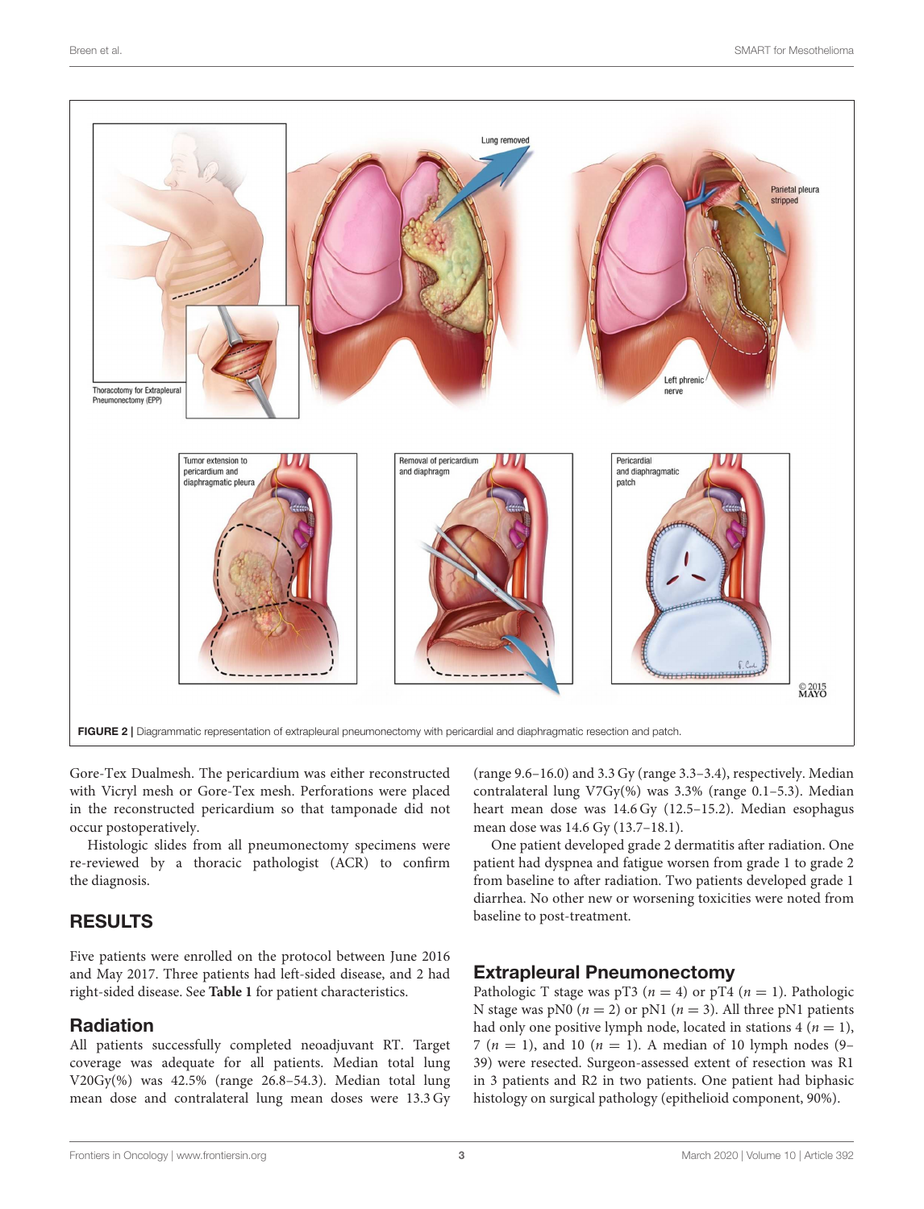FIGURE 2 | Diagrammatic representation of extrapleural pneumonectomy with pericardial and diaphragmatic resection and patch.

Gore-Tex Dualmesh. The pericardium was either reconstructed with Vicryl mesh or Gore-Tex mesh. Perforations were placed in the reconstructed pericardium so that tamponade did not occur postoperatively.

Histologic slides from all pneumonectomy specimens were re-reviewed by a thoracic pathologist (ACR) to confirm the diagnosis.

## RESULTS

Five patients were enrolled on the protocol between June 2016 and May 2017. Three patients had left-sided disease, and 2 had right-sided disease. See **Table 1** for patient characteristics.

### Radiation

All patients successfully completed neoadjuvant RT. Target coverage was adequate for all patients. Median total lung V20Gy(%) was 42.5% (range 26.8–54.3). Median total lung mean dose and contralateral lung mean doses were 13.3 Gy (range 9.6–16.0) and 3.3 Gy (range 3.3–3.4), respectively. Median contralateral lung V7Gy(%) was 3.3% (range 0.1–5.3). Median heart mean dose was 14.6 Gy (12.5–15.2). Median esophagus mean dose was 14.6 Gy (13.7–18.1).

One patient developed grade 2 dermatitis after radiation. One patient had dyspnea and fatigue worsen from grade 1 to grade 2 from baseline to after radiation. Two patients developed grade 1 diarrhea. No other new or worsening toxicities were noted from baseline to post-treatment.

### Extrapleural Pneumonectomy

Pathologic T stage was pT3 ($n = 4$) or pT4 ($n = 1$). Pathologic N stage was pN0 ($n = 2$) or pN1 ($n = 3$). All three pN1 patients had only one positive lymph node, located in stations 4 ($n = 1$), 7 ($n = 1$), and 10 ($n = 1$). A median of 10 lymph nodes (9–39) were resected. Surgeon-assessed extent of resection was R1 in 3 patients and R2 in two patients. One patient had biphasic histology on surgical pathology (epithelioid component, 90%).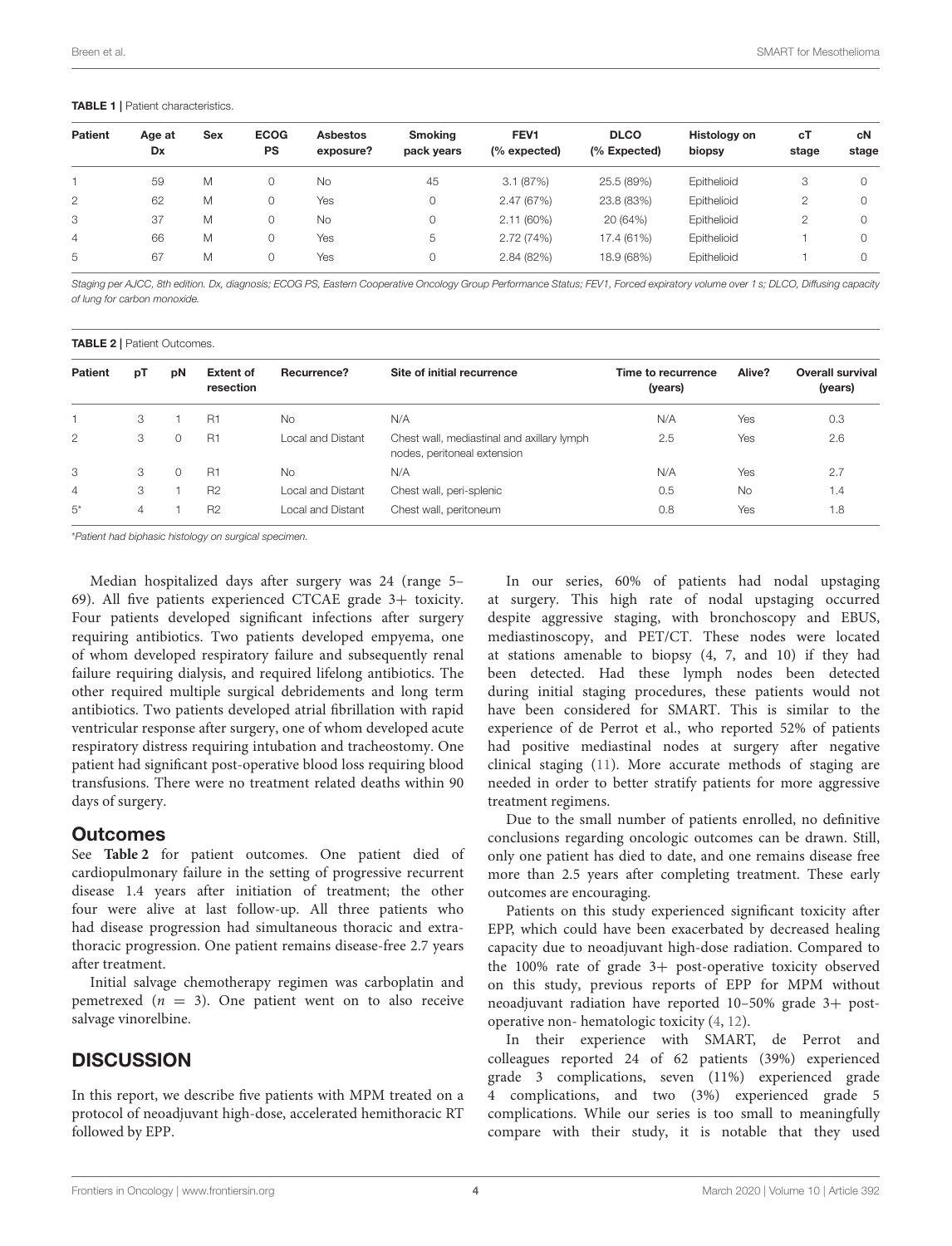**TABLE 1 |** Patient characteristics.

| Patient | Age at Dx | Sex | ECOG PS | Asbestos exposure? | Smoking pack years | FEV1 (% expected) | DLCO (% Expected) | Histology on biopsy | cT stage | cN stage |
|---|---|---|---|---|---|---|---|---|---|---|
| 1 | 59 | M | 0 | No | 45 | 3.1 (87%) | 25.5 (89%) | Epithelioid | 3 | 0 |
| 2 | 62 | M | 0 | Yes | 0 | 2.47 (67%) | 23.8 (83%) | Epithelioid | 2 | 0 |
| 3 | 37 | M | 0 | No | 0 | 2.11 (60%) | 20 (64%) | Epithelioid | 2 | 0 |
| 4 | 66 | M | 0 | Yes | 5 | 2.72 (74%) | 17.4 (61%) | Epithelioid | 1 | 0 |
| 5 | 67 | M | 0 | Yes | 0 | 2.84 (82%) | 18.9 (68%) | Epithelioid | 1 | 0 |

*Staging per AJCC, 8th edition. Dx, diagnosis; ECOG PS, Eastern Cooperative Oncology Group Performance Status; FEV1, Forced expiratory volume over 1 s; DLCO, Diffusing capacity of lung for carbon monoxide.*

**TABLE 2 |** Patient Outcomes.

| Patient | pT | pN | Extent of resection | Recurrence? | Site of initial recurrence | Time to recurrence (years) | Alive? | Overall survival (years) |
|---|---|---|---|---|---|---|---|---|
| 1 | 3 | 1 | R1 | No | N/A | N/A | Yes | 0.3 |
| 2 | 3 | 0 | R1 | Local and Distant | Chest wall, mediastinal and axillary lymph nodes, peritoneal extension | 2.5 | Yes | 2.6 |
| 3 | 3 | 0 | R1 | No | N/A | N/A | Yes | 2.7 |
| 4 | 3 | 1 | R2 | Local and Distant | Chest wall, peri-splenic | 0.5 | No | 1.4 |
| 5* | 4 | 1 | R2 | Local and Distant | Chest wall, peritoneum | 0.8 | Yes | 1.8 |

*Patient had biphasic histology on surgical specimen.

Median hospitalized days after surgery was 24 (range 5–69). All five patients experienced CTCAE grade 3+ toxicity. Four patients developed significant infections after surgery requiring antibiotics. Two patients developed empyema, one of whom developed respiratory failure and subsequently renal failure requiring dialysis, and required lifelong antibiotics. The other required multiple surgical debridements and long term antibiotics. Two patients developed atrial fibrillation with rapid ventricular response after surgery, one of whom developed acute respiratory distress requiring intubation and tracheostomy. One patient had significant post-operative blood loss requiring blood transfusions. There were no treatment related deaths within 90 days of surgery.

## Outcomes

See **Table 2** for patient outcomes. One patient died of cardiopulmonary failure in the setting of progressive recurrent disease 1.4 years after initiation of treatment; the other four were alive at last follow-up. All three patients who had disease progression had simultaneous thoracic and extra-thoracic progression. One patient remains disease-free 2.7 years after treatment.

Initial salvage chemotherapy regimen was carboplatin and pemetrexed ($n = 3$). One patient went on to also receive salvage vinorelbine.

## DISCUSSION

In this report, we describe five patients with MPM treated on a protocol of neoadjuvant high-dose, accelerated hemithoracic RT followed by EPP.

In our series, 60% of patients had nodal upstaging at surgery. This high rate of nodal upstaging occurred despite aggressive staging, with bronchoscopy and EBUS, mediastinoscopy, and PET/CT. These nodes were located at stations amenable to biopsy (4, 7, and 10) if they had been detected. Had these lymph nodes been detected during initial staging procedures, these patients would not have been considered for SMART. This is similar to the experience of de Perrot et al., who reported 52% of patients had positive mediastinal nodes at surgery after negative clinical staging (11). More accurate methods of staging are needed in order to better stratify patients for more aggressive treatment regimens.

Due to the small number of patients enrolled, no definitive conclusions regarding oncologic outcomes can be drawn. Still, only one patient has died to date, and one remains disease free more than 2.5 years after completing treatment. These early outcomes are encouraging.

Patients on this study experienced significant toxicity after EPP, which could have been exacerbated by decreased healing capacity due to neoadjuvant high-dose radiation. Compared to the 100% rate of grade 3+ post-operative toxicity observed on this study, previous reports of EPP for MPM without neoadjuvant radiation have reported 10–50% grade 3+ post-operative non- hematologic toxicity (4, 12).

In their experience with SMART, de Perrot and colleagues reported 24 of 62 patients (39%) experienced grade 3 complications, seven (11%) experienced grade 4 complications, and two (3%) experienced grade 5 complications. While our series is too small to meaningfully compare with their study, it is notable that they used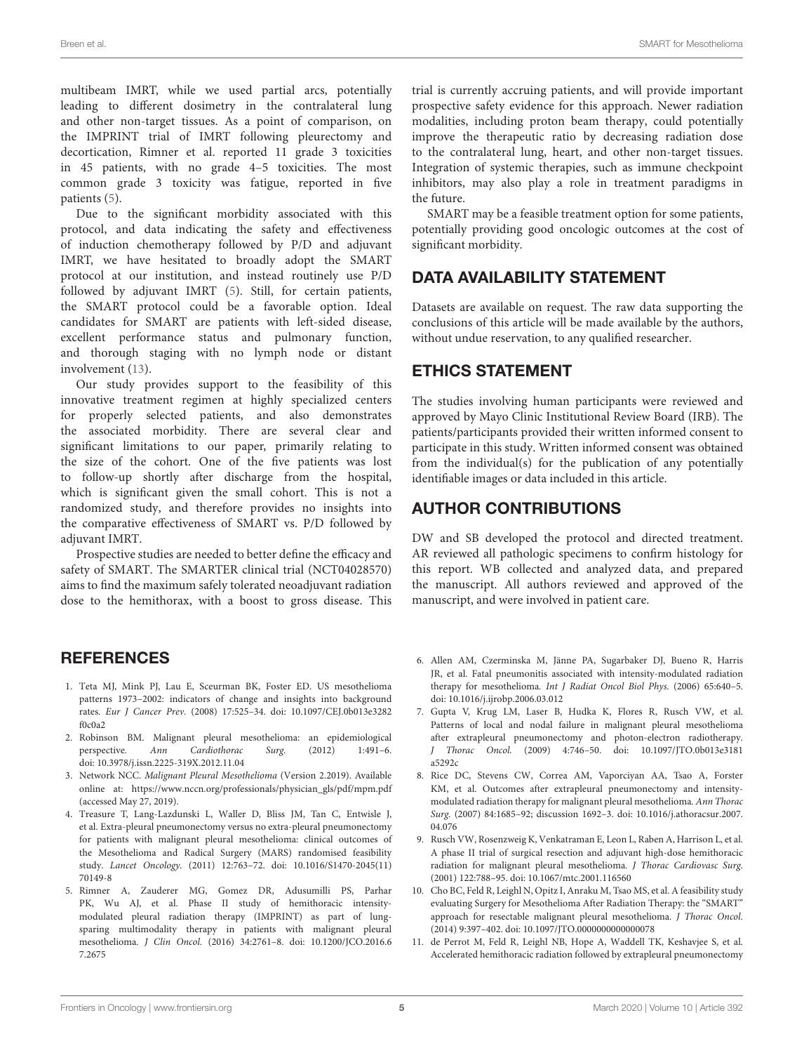multibeam IMRT, while we used partial arcs, potentially leading to different dosimetry in the contralateral lung and other non-target tissues. As a point of comparison, on the IMPRINT trial of IMRT following pleurectomy and decortication, Rimner et al. reported 11 grade 3 toxicities in 45 patients, with no grade 4–5 toxicities. The most common grade 3 toxicity was fatigue, reported in five patients (5).

Due to the significant morbidity associated with this protocol, and data indicating the safety and effectiveness of induction chemotherapy followed by P/D and adjuvant IMRT, we have hesitated to broadly adopt the SMART protocol at our institution, and instead routinely use P/D followed by adjuvant IMRT (5). Still, for certain patients, the SMART protocol could be a favorable option. Ideal candidates for SMART are patients with left-sided disease, excellent performance status and pulmonary function, and thorough staging with no lymph node or distant involvement (13).

Our study provides support to the feasibility of this innovative treatment regimen at highly specialized centers for properly selected patients, and also demonstrates the associated morbidity. There are several clear and significant limitations to our paper, primarily relating to the size of the cohort. One of the five patients was lost to follow-up shortly after discharge from the hospital, which is significant given the small cohort. This is not a randomized study, and therefore provides no insights into the comparative effectiveness of SMART vs. P/D followed by adjuvant IMRT.

Prospective studies are needed to better define the efficacy and safety of SMART. The SMARTER clinical trial (NCT04028570) aims to find the maximum safely tolerated neoadjuvant radiation dose to the hemithorax, with a boost to gross disease. This trial is currently accruing patients, and will provide important prospective safety evidence for this approach. Newer radiation modalities, including proton beam therapy, could potentially improve the therapeutic ratio by decreasing radiation dose to the contralateral lung, heart, and other non-target tissues. Integration of systemic therapies, such as immune checkpoint inhibitors, may also play a role in treatment paradigms in the future.

SMART may be a feasible treatment option for some patients, potentially providing good oncologic outcomes at the cost of significant morbidity.

## DATA AVAILABILITY STATEMENT

Datasets are available on request. The raw data supporting the conclusions of this article will be made available by the authors, without undue reservation, to any qualified researcher.

## ETHICS STATEMENT

The studies involving human participants were reviewed and approved by Mayo Clinic Institutional Review Board (IRB). The patients/participants provided their written informed consent to participate in this study. Written informed consent was obtained from the individual(s) for the publication of any potentially identifiable images or data included in this article.

## AUTHOR CONTRIBUTIONS

DW and SB developed the protocol and directed treatment. AR reviewed all pathologic specimens to confirm histology for this report. WB collected and analyzed data, and prepared the manuscript. All authors reviewed and approved of the manuscript, and were involved in patient care.

## REFERENCES

1. Teta MJ, Mink PJ, Lau E, Sceurman BK, Foster ED. US mesothelioma patterns 1973–2002: indicators of change and insights into background rates. *Eur J Cancer Prev.* (2008) 17:525–34. doi: 10.1097/CEJ.0b013e3282f0c0a2
2. Robinson BM. Malignant pleural mesothelioma: an epidemiological perspective. *Ann Cardiothorac Surg.* (2012) 1:491–6. doi: 10.3978/j.issn.2225-319X.2012.11.04
3. Network NCC. *Malignant Pleural Mesothelioma* (Version 2.2019). Available online at: https://www.nccn.org/professionals/physician_gls/pdf/mpm.pdf (accessed May 27, 2019).
4. Treasure T, Lang-Lazdunski L, Waller D, Bliss JM, Tan C, Entwisle J, et al. Extra-pleural pneumonectomy versus no extra-pleural pneumonectomy for patients with malignant pleural mesothelioma: clinical outcomes of the Mesothelioma and Radical Surgery (MARS) randomised feasibility study. *Lancet Oncology.* (2011) 12:763–72. doi: 10.1016/S1470-2045(11)70149-8
5. Rimner A, Zauderer MG, Gomez DR, Adusumilli PS, Parhar PK, Wu AJ, et al. Phase II study of hemithoracic intensity-modulated pleural radiation therapy (IMPRINT) as part of lung-sparing multimodality therapy in patients with malignant pleural mesothelioma. *J Clin Oncol.* (2016) 34:2761–8. doi: 10.1200/JCO.2016.67.2675
6. Allen AM, Czerminska M, Jänne PA, Sugarbaker DJ, Bueno R, Harris JR, et al. Fatal pneumonitis associated with intensity-modulated radiation therapy for mesothelioma. *Int J Radiat Oncol Biol Phys.* (2006) 65:640–5. doi: 10.1016/j.ijrobp.2006.03.012
7. Gupta V, Krug LM, Laser B, Hudka K, Flores R, Rusch VW, et al. Patterns of local and nodal failure in malignant pleural mesothelioma after extrapleural pneumonectomy and photon-electron radiotherapy. *J Thorac Oncol.* (2009) 4:746–50. doi: 10.1097/JTO.0b013e3181a5292c
8. Rice DC, Stevens CW, Correa AM, Vaporciyan AA, Tsao A, Forster KM, et al. Outcomes after extrapleural pneumonectomy and intensity-modulated radiation therapy for malignant pleural mesothelioma. *Ann Thorac Surg.* (2007) 84:1685–92; discussion 1692–3. doi: 10.1016/j.athoracsur.2007.04.076
9. Rusch VW, Rosenzweig K, Venkatraman E, Leon L, Raben A, Harrison L, et al. A phase II trial of surgical resection and adjuvant high-dose hemithoracic radiation for malignant pleural mesothelioma. *J Thorac Cardiovasc Surg.* (2001) 122:788–95. doi: 10.1067/mtc.2001.116560
10. Cho BC, Feld R, Leighl N, Opitz I, Anraku M, Tsao MS, et al. A feasibility study evaluating Surgery for Mesothelioma After Radiation Therapy: the "SMART" approach for resectable malignant pleural mesothelioma. *J Thorac Oncol.* (2014) 9:397–402. doi: 10.1097/JTO.0000000000000078
11. de Perrot M, Feld R, Leighl NB, Hope A, Waddell TK, Keshavjee S, et al. Accelerated hemithoracic radiation followed by extrapleural pneumonectomy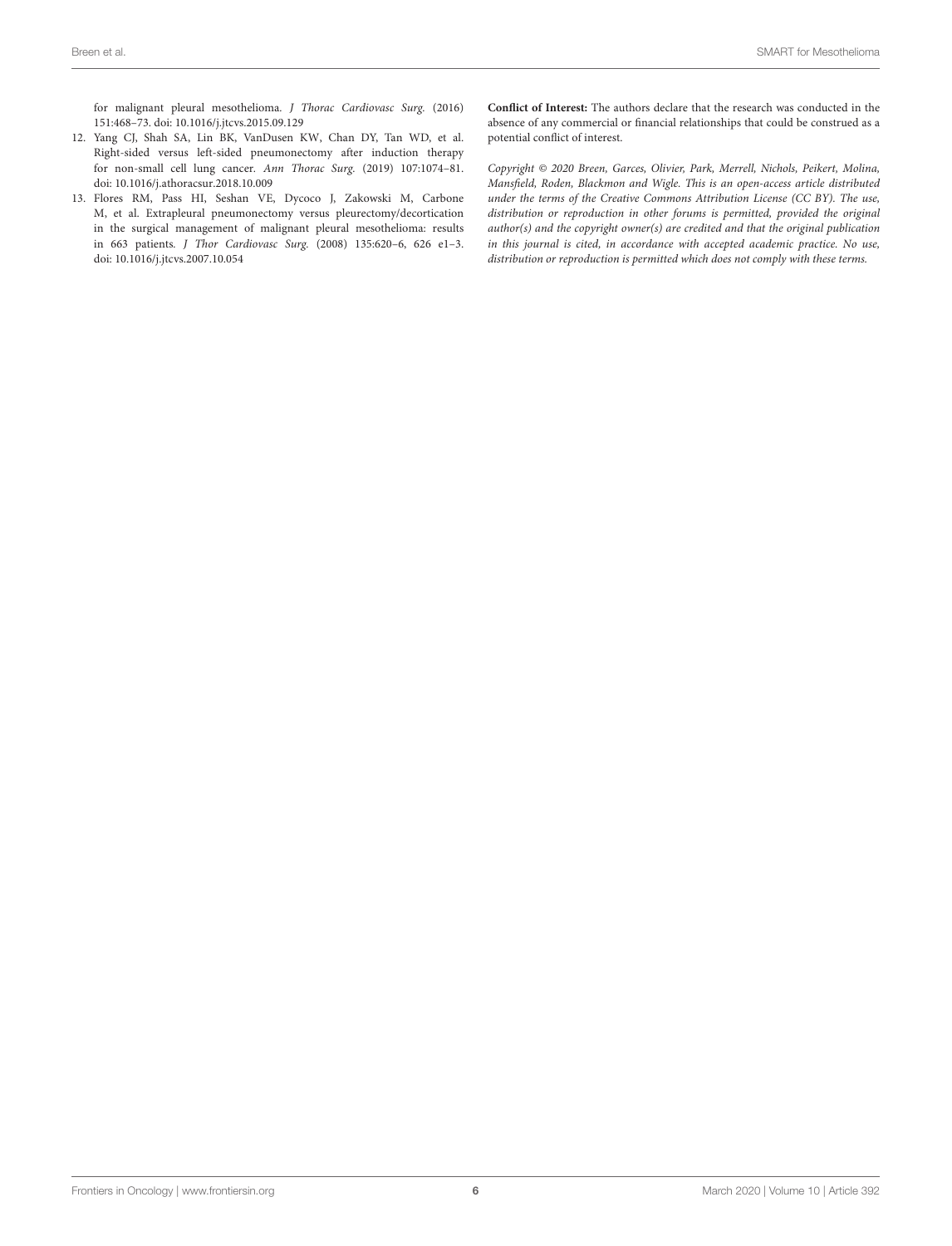for malignant pleural mesothelioma. *J Thorac Cardiovasc Surg.* (2016) 151:468–73. doi: 10.1016/j.jtcvs.2015.09.129

12. Yang CJ, Shah SA, Lin BK, VanDusen KW, Chan DY, Tan WD, et al. Right-sided versus left-sided pneumonectomy after induction therapy for non-small cell lung cancer. *Ann Thorac Surg.* (2019) 107:1074–81. doi: 10.1016/j.athoracsur.2018.10.009
13. Flores RM, Pass HI, Seshan VE, Dycoco J, Zakowski M, Carbone M, et al. Extrapleural pneumonectomy versus pleurectomy/decortication in the surgical management of malignant pleural mesothelioma: results in 663 patients. *J Thor Cardiovasc Surg.* (2008) 135:620–6, 626 e1–3. doi: 10.1016/j.jtcvs.2007.10.054

**Conflict of Interest:** The authors declare that the research was conducted in the absence of any commercial or financial relationships that could be construed as a potential conflict of interest.

*Copyright © 2020 Breen, Garces, Olivier, Park, Merrell, Nichols, Peikert, Molina, Mansfield, Roden, Blackmon and Wigle. This is an open-access article distributed under the terms of the Creative Commons Attribution License (CC BY). The use, distribution or reproduction in other forums is permitted, provided the original author(s) and the copyright owner(s) are credited and that the original publication in this journal is cited, in accordance with accepted academic practice. No use, distribution or reproduction is permitted which does not comply with these terms.*